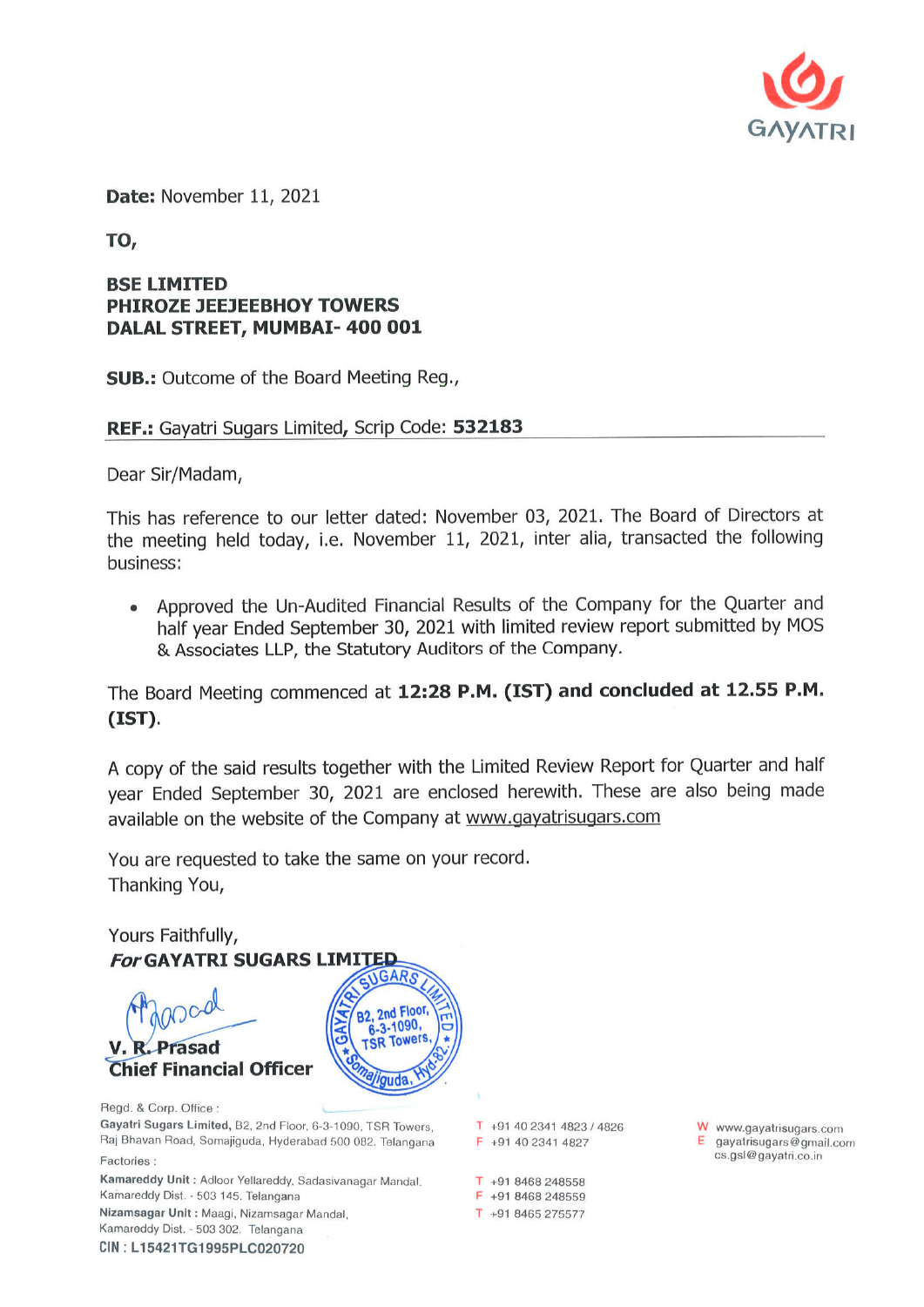GAYATRI

**Date:** November 11, 2021

**TO,**

**BSE LIMITED**
**PHIROZE JEEJEEBHOY TOWERS**
**DALAL STREET, MUMBAI- 400 001**

**SUB.:** Outcome of the Board Meeting Reg.,

**REF.:** Gayatri Sugars Limited, Scrip Code: **532183**

Dear Sir/Madam,

This has reference to our letter dated: November 03, 2021. The Board of Directors at the meeting held today, i.e. November 11, 2021, inter alia, transacted the following business:

- Approved the Un-Audited Financial Results of the Company for the Quarter and half year Ended September 30, 2021 with limited review report submitted by MOS & Associates LLP, the Statutory Auditors of the Company.

The Board Meeting commenced at **12:28 P.M. (IST) and concluded at 12.55 P.M. (IST)**.

A copy of the said results together with the Limited Review Report for Quarter and half year Ended September 30, 2021 are enclosed herewith. These are also being made available on the website of the Company at www.gayatrisugars.com

You are requested to take the same on your record.
Thanking You,

Yours Faithfully,
***For* GAYATRI SUGARS LIMITED**

**V. R. Prasad**
**Chief Financial Officer**

Regd. & Corp. Office :
**Gayatri Sugars Limited,** B2, 2nd Floor, 6-3-1090, TSR Towers, Raj Bhavan Road, Somajiguda, Hyderabad 500 082. Telangana

T +91 40 2341 4823 / 4826
F +91 40 2341 4827

W www.gayatrisugars.com
E gayatrisugars@gmail.com
cs.gsl@gayatri.co.in

Factories :
**Kamareddy Unit :** Adloor Yellareddy, Sadasivanagar Mandal. Kamareddy Dist. - 503 145. Telangana

T +91 8468 248558
F +91 8468 248559

**Nizamsagar Unit :** Maagi, Nizamsagar Mandal, Kamareddy Dist. - 503 302. Telangana

T +91 8465 275577

**CIN : L15421TG1995PLC020720**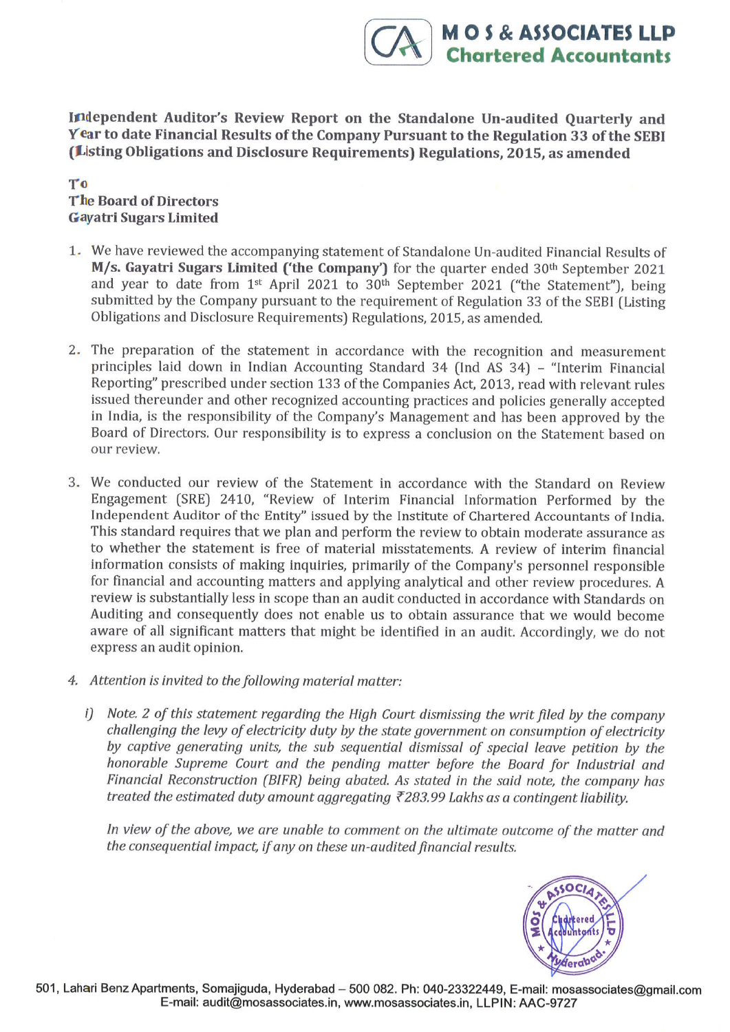**Independent Auditor's Review Report on the Standalone Un-audited Quarterly and Year to date Financial Results of the Company Pursuant to the Regulation 33 of the SEBI (Listing Obligations and Disclosure Requirements) Regulations, 2015, as amended**

**To**
**The Board of Directors**
**Gayatri Sugars Limited**

1. We have reviewed the accompanying statement of Standalone Un-audited Financial Results of **M/s. Gayatri Sugars Limited ('the Company')** for the quarter ended 30th September 2021 and year to date from 1st April 2021 to 30th September 2021 ("the Statement"), being submitted by the Company pursuant to the requirement of Regulation 33 of the SEBI (Listing Obligations and Disclosure Requirements) Regulations, 2015, as amended.

2. The preparation of the statement in accordance with the recognition and measurement principles laid down in Indian Accounting Standard 34 (Ind AS 34) – "Interim Financial Reporting" prescribed under section 133 of the Companies Act, 2013, read with relevant rules issued thereunder and other recognized accounting practices and policies generally accepted in India, is the responsibility of the Company's Management and has been approved by the Board of Directors. Our responsibility is to express a conclusion on the Statement based on our review.

3. We conducted our review of the Statement in accordance with the Standard on Review Engagement (SRE) 2410, "Review of Interim Financial Information Performed by the Independent Auditor of the Entity" issued by the Institute of Chartered Accountants of India. This standard requires that we plan and perform the review to obtain moderate assurance as to whether the statement is free of material misstatements. A review of interim financial information consists of making inquiries, primarily of the Company's personnel responsible for financial and accounting matters and applying analytical and other review procedures. A review is substantially less in scope than an audit conducted in accordance with Standards on Auditing and consequently does not enable us to obtain assurance that we would become aware of all significant matters that might be identified in an audit. Accordingly, we do not express an audit opinion.

4. *Attention is invited to the following material matter:*

   i) *Note. 2 of this statement regarding the High Court dismissing the writ filed by the company challenging the levy of electricity duty by the state government on consumption of electricity by captive generating units, the sub sequential dismissal of special leave petition by the honorable Supreme Court and the pending matter before the Board for Industrial and Financial Reconstruction (BIFR) being abated. As stated in the said note, the company has treated the estimated duty amount aggregating ₹283.99 Lakhs as a contingent liability.*

   *In view of the above, we are unable to comment on the ultimate outcome of the matter and the consequential impact, if any on these un-audited financial results.*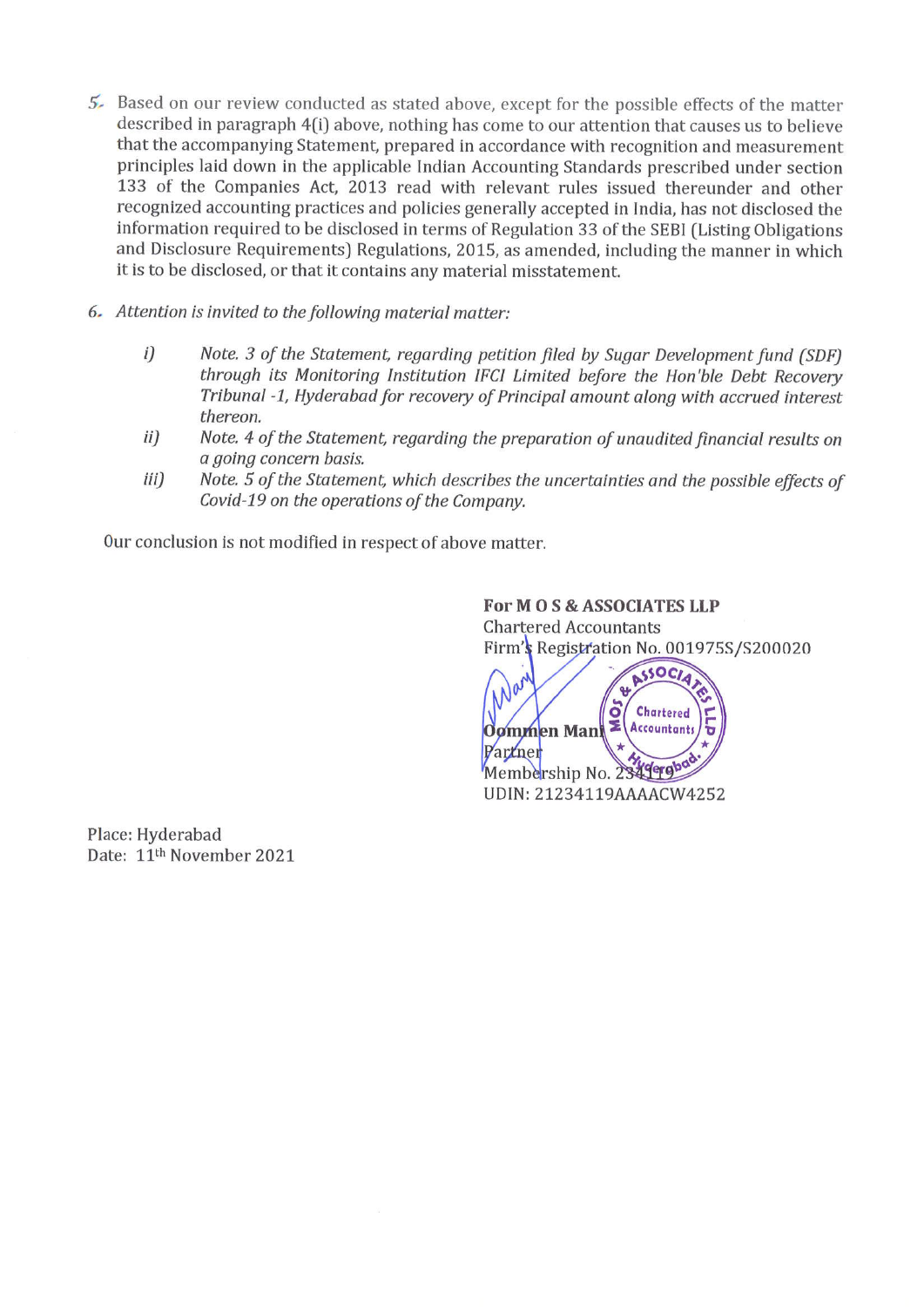5. Based on our review conducted as stated above, except for the possible effects of the matter described in paragraph 4(i) above, nothing has come to our attention that causes us to believe that the accompanying Statement, prepared in accordance with recognition and measurement principles laid down in the applicable Indian Accounting Standards prescribed under section 133 of the Companies Act, 2013 read with relevant rules issued thereunder and other recognized accounting practices and policies generally accepted in India, has not disclosed the information required to be disclosed in terms of Regulation 33 of the SEBI (Listing Obligations and Disclosure Requirements) Regulations, 2015, as amended, including the manner in which it is to be disclosed, or that it contains any material misstatement.

6. *Attention is invited to the following material matter:*

   i) *Note. 3 of the Statement, regarding petition filed by Sugar Development fund (SDF) through its Monitoring Institution IFCI Limited before the Hon'ble Debt Recovery Tribunal -1, Hyderabad for recovery of Principal amount along with accrued interest thereon.*

   ii) *Note. 4 of the Statement, regarding the preparation of unaudited financial results on a going concern basis.*

   iii) *Note. 5 of the Statement, which describes the uncertainties and the possible effects of Covid-19 on the operations of the Company.*

Our conclusion is not modified in respect of above matter.

**For M O S & ASSOCIATES LLP**
Chartered Accountants
Firm's Registration No. 001975S/S200020

**Oommen Mani**
Partner
Membership No. 234119
UDIN: 21234119AAAACW4252

Place: Hyderabad
Date: 11th November 2021